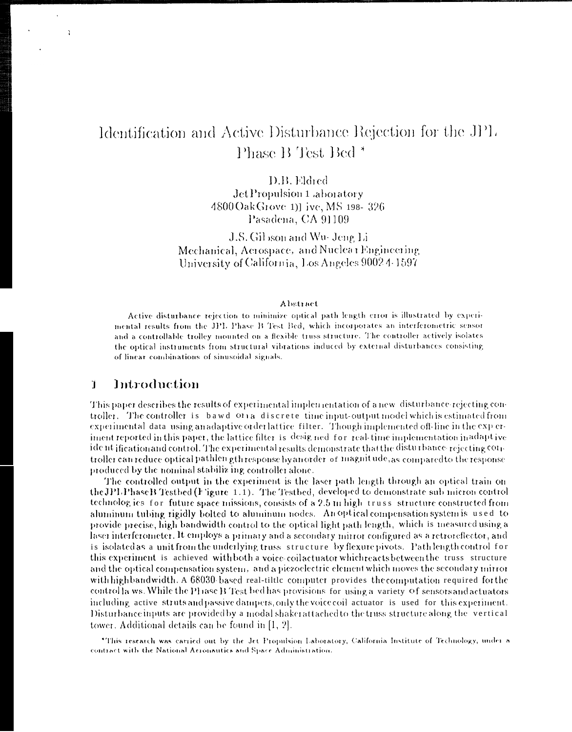# Identification and Active Disturbance Rejection for the JPL Phase B Test Bed *

D.B. Eldred
Jet Propulsion Laboratory
4800 Oak Grove Drive, MS 198-326
Pasadena, CA 91109

J.S. Gibson and Wu-Jeng Li
Mechanical, Aerospace, and Nuclear Engineering
University of California, Los Angeles 90024-1597

### Abstract

Active disturbance rejection to minimize optical path length error is illustrated by experimental results from the JPL Phase B Test Bed, which incorporates an interferometric sensor and a controllable trolley mounted on a flexible truss structure. The controller actively isolates the optical instruments from structural vibrations induced by external disturbances consisting of linear combinations of sinusoidal signals.

## 1 Introduction

This paper describes the results of experimental implementation of a new disturbance-rejecting controller. The controller is based on a discrete time input-output model which is estimated from experimental data using an adaptive order lattice filter. Though implemented off-line in the experiment reported in this paper, the lattice filter is designed for real-time implementation in adaptive identification and control. The experimental results demonstrate that the disturbance-rejecting controller can reduce optical pathlength response by an order of magnitude, as compared to the response produced by the nominal stabilizing controller alone.

The controlled output in the experiment is the laser path length through an optical train on the JPL Phase B Testbed (Figure 1.1). The Testbed, developed to demonstrate sub micron control technologies for future space missions, consists of a 2.5 m high truss structure constructed from aluminum tubing rigidly bolted to aluminum nodes. An optical compensation system is used to provide precise, high bandwidth control to the optical light path length, which is measured using a laser interferometer. It employs a primary and a secondary mirror configured as a retroreflector, and is isolated as a unit from the underlying truss structure by flexure pivots. Path length control for this experiment is achieved with both a voice-coil actuator which reacts between the truss structure and the optical compensation system, and a piezoelectric element which moves the secondary mirror with high bandwidth. A 68030-based real-time computer provides the computation required for the control laws. While the Phase B Test bed has provisions for using a variety of sensors and actuators including active struts and passive dampers, only the voice coil actuator is used for this experiment. Disturbance inputs are provided by a modal shaker attached to the truss structure along the vertical tower. Additional details can be found in [1, 2].

*This research was carried out by the Jet Propulsion Laboratory, California Institute of Technology, under a contract with the National Aeronautics and Space Administration.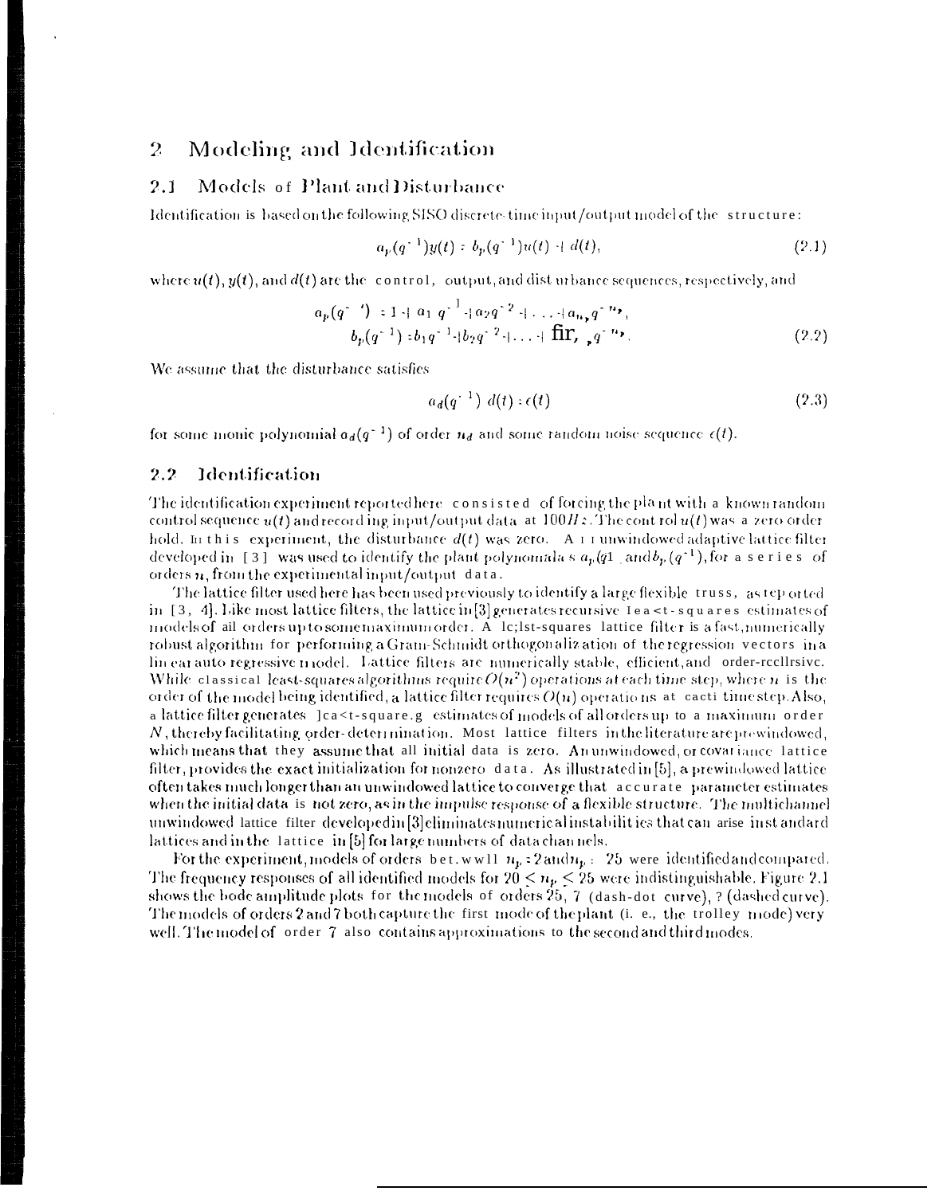## 2 Modeling and Identification

### 2.1 Models of Plant and Disturbance

Identification is based on the following SISO discrete-time input/output model of the structure:

$$a_p(q^{-1})y(t) = b_p(q^{-1})u(t) + d(t), \tag{2.1}$$

where $u(t)$, $y(t)$, and $d(t)$ are the control, output, and disturbance sequences, respectively, and

$$\begin{aligned} a_p(q^{-1}) &= 1 + a_1 q^{-1} + a_2 q^{-2} + \ldots + a_{n_p} q^{-n_p}, \\ b_p(q^{-1}) &= b_1 q^{-1} + b_2 q^{-2} + \ldots + b_{n_p} q^{-n_p}. \end{aligned} \tag{2.2}$$

We assume that the disturbance satisfies

$$a_d(q^{-1})\, d(t) = \epsilon(t) \tag{2.3}$$

for some monic polynomial $a_d(q^{-1})$ of order $n_d$ and some random noise sequence $\epsilon(t)$.

### 2.2 Identification

The identification experiment reported here consisted of forcing the plant with a known random control sequence $u(t)$ and recording input/output data at $100Hz$. The control $u(t)$ was a zero order hold. In this experiment, the disturbance $d(t)$ was zero. An unwindowed adaptive lattice filter developed in [3] was used to identify the plant polynomials $a_p(q^{-1})$ and $b_p(q^{-1})$, for a series of orders $n$, from the experimental input/output data.

The lattice filter used here has been used previously to identify a large flexible truss, as reported in [3, 4]. Like most lattice filters, the lattice in [3] generates recursive least-squares estimates of models of all orders up to some maximum order. A least-squares lattice filter is a fast, numerically robust algorithm for performing a Gram-Schmidt orthogonalization of the regression vectors in a linear auto regressive model. Lattice filters are numerically stable, efficient, and order-recursive. While classical least-squares algorithms require $O(n^2)$ operations at each time step, where $n$ is the order of the model being identified, a lattice filter requires $O(n)$ operations at each time step. Also, a lattice filter generates least-squares estimates of models of all orders up to a maximum order $N$, thereby facilitating order-determination. Most lattice filters in the literature are prewindowed, which means that they assume that all initial data is zero. An unwindowed, or covariance lattice filter, provides the exact initialization for nonzero data. As illustrated in [5], a prewindowed lattice often takes much longer than an unwindowed lattice to converge that accurate parameter estimates when the initial data is not zero, as in the impulse response of a flexible structure. The multichannel unwindowed lattice filter developed in [3] eliminates numerical instabilities that can arise in standard lattices and in the lattice in [5] for large numbers of data channels.

For the experiment, models of orders between $n_p = 2$ and $n_p = 25$ were identified and compared. The frequency responses of all identified models for $20 \leq n_p \leq 25$ were indistinguishable. Figure 2.1 shows the bode amplitude plots for the models of orders 25, 7 (dash-dot curve), 2 (dashed curve). The models of orders 2 and 7 both capture the first mode of the plant (i. e., the trolley mode) very well. The model of order 7 also contains approximations to the second and third modes.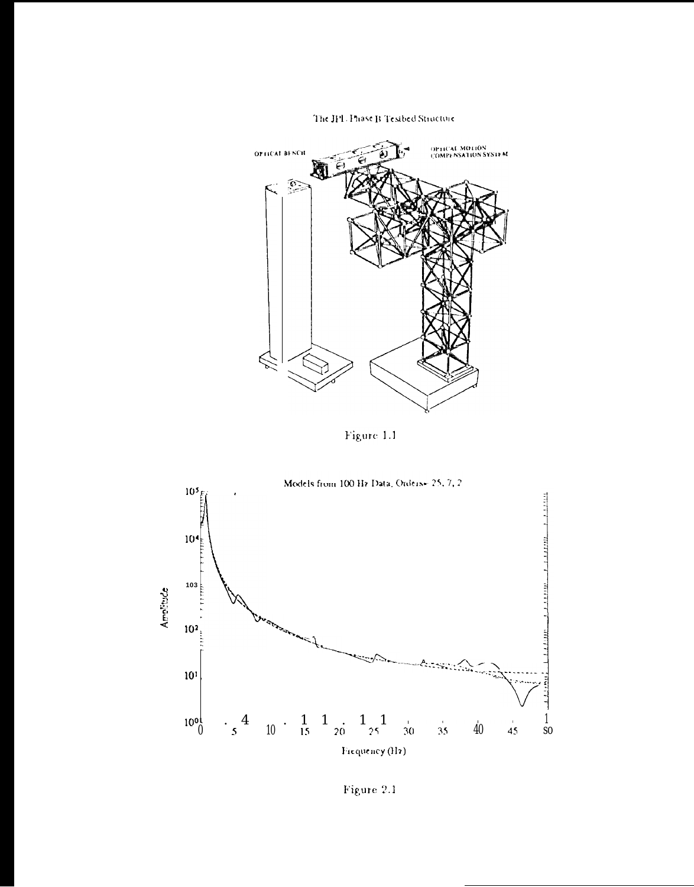The JPL Phase B Testbed Structure

OPTICAL BENCH

OPTICAL MOTION COMPENSATION SYSTEM

Figure 1.1

Models from 100 Hz Data, Orders= 25, 7, 2

Amplitude

$10^5$

$10^4$

$10^3$

$10^2$

$10^1$

$10^0$

0 5 10 15 20 25 30 35 40 45 50

Frequency (Hz)

Figure 2.1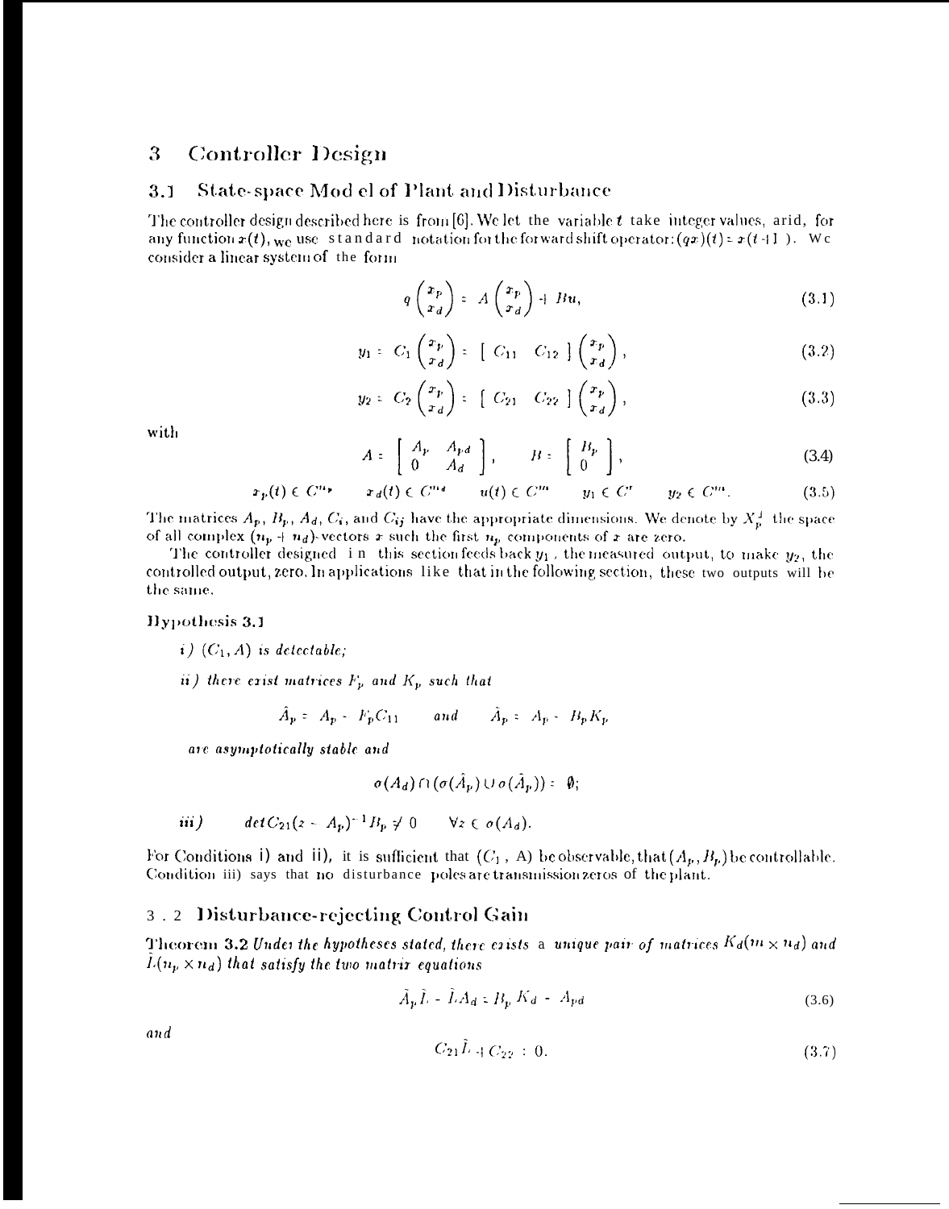# 3 Controller Design

## 3.1 State-space Model of Plant and Disturbance

The controller design described here is from [6]. We let the variable $t$ take integer values, and, for any function $x(t)$, we use standard notation for the forward shift operator: $(qx)(t) = x(t+1)$. We consider a linear system of the form

$$q\begin{pmatrix} x_p \\ x_d \end{pmatrix} = A\begin{pmatrix} x_p \\ x_d \end{pmatrix} + Bu, \tag{3.1}$$

$$y_1 = C_1\begin{pmatrix} x_p \\ x_d \end{pmatrix} = \begin{bmatrix} C_{11} & C_{12} \end{bmatrix}\begin{pmatrix} x_p \\ x_d \end{pmatrix}, \tag{3.2}$$

$$y_2 = C_2\begin{pmatrix} x_p \\ x_d \end{pmatrix} = \begin{bmatrix} C_{21} & C_{22} \end{bmatrix}\begin{pmatrix} x_p \\ x_d \end{pmatrix}, \tag{3.3}$$

with

$$A = \begin{bmatrix} A_p & A_{pd} \\ 0 & A_d \end{bmatrix}, \qquad B = \begin{bmatrix} B_p \\ 0 \end{bmatrix}, \tag{3.4}$$

$$x_p(t) \in C^{n_p} \qquad x_d(t) \in C^{n_d} \qquad u(t) \in C^{m} \qquad y_1 \in C^{r} \qquad y_2 \in C^{m}. \tag{3.5}$$

The matrices $A_p$, $B_p$, $A_d$, $C_i$, and $C_{ij}$ have the appropriate dimensions. We denote by $X_p^{\perp}$ the space of all complex $(n_p + n_d)$-vectors $x$ such the first $n_p$ components of $x$ are zero.

The controller designed in this section feeds back $y_1$, the measured output, to make $y_2$, the controlled output, zero. In applications like that in the following section, these two outputs will be the same.

**Hypothesis 3.1**

*i) $(C_1, A)$ is detectable;*

*ii) there exist matrices $F_p$ and $K_p$ such that*

$$\hat{A}_p = A_p - F_pC_{11} \qquad \textit{and} \qquad \tilde{A}_p = A_p - B_pK_p$$

*are asymptotically stable and*

$$\sigma(A_d) \cap (\sigma(\hat{A}_p) \cup \sigma(\tilde{A}_p)) = \emptyset;$$

*iii)* $\qquad \det C_{21}(z - A_p)^{-1}B_p \neq 0 \qquad \forall z \in \sigma(A_d).$

For Conditions i) and ii), it is sufficient that $(C_1, A)$ be observable, that $(A_p, B_p)$ be controllable. Condition iii) says that no disturbance poles are transmission zeros of the plant.

## 3.2 Disturbance-rejecting Control Gain

**Theorem 3.2** *Under the hypotheses stated, there exists a unique pair of matrices $K_d(m \times n_d)$ and $L(n_p \times n_d)$ that satisfy the two matrix equations*

$$\tilde{A}_pL - LA_d = B_pK_d - A_{pd} \tag{3.6}$$

*and*

$$C_{21}L + C_{22} = 0. \tag{3.7}$$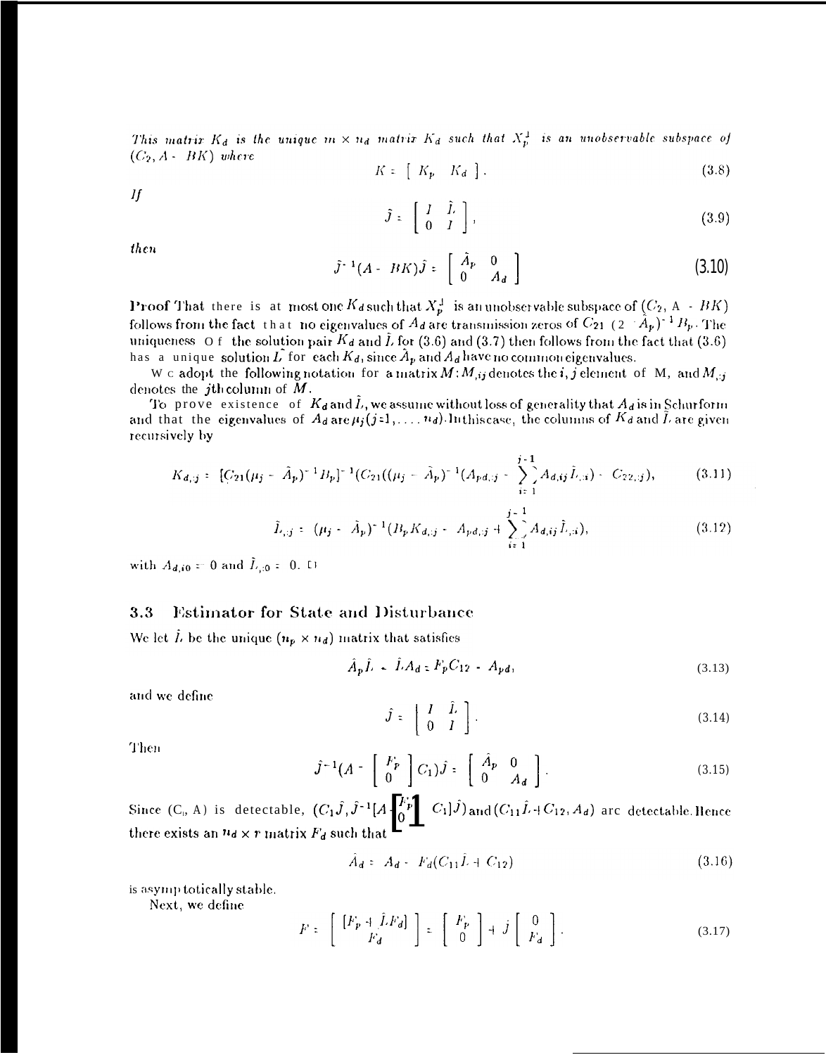*This matrix $K_d$ is the unique $m \times n_d$ matrix $K_d$ such that $X_p^\perp$ is an unobservable subspace of $(C_2, A - BK)$ where*

$$K = \begin{bmatrix} K_p & K_d \end{bmatrix}. \tag{3.8}$$

*If*

$$\tilde{J} = \begin{bmatrix} I & \tilde{L} \\ 0 & I \end{bmatrix}, \tag{3.9}$$

*then*

$$\tilde{J}^{-1}(A - BK)\tilde{J} = \begin{bmatrix} \tilde{A}_p & 0 \\ 0 & A_d \end{bmatrix} \tag{3.10}$$

**Proof** That there is at most one $K_d$ such that $X_p^\perp$ is an unobservable subspace of $(C_2, A - BK)$ follows from the fact that no eigenvalues of $A_d$ are transmission zeros of $C_{21}(z - \tilde{A}_p)^{-1}B_p$. The uniqueness of the solution pair $K_d$ and $\tilde{L}$ for (3.6) and (3.7) then follows from the fact that (3.6) has a unique solution $\tilde{L}$ for each $K_d$, since $\tilde{A}_p$ and $A_d$ have no common eigenvalues.

We adopt the following notation for a matrix $M$: $M_{,ij}$ denotes the $i,j$ element of M, and $M_{,:j}$ denotes the $j$th column of $M$.

To prove existence of $K_d$ and $\tilde{L}$, we assume without loss of generality that $A_d$ is in Schur form and that the eigenvalues of $A_d$ are $\mu_j (j=1, \ldots, n_d)$. In this case, the columns of $K_d$ and $\tilde{L}$ are given recursively by

$$K_{d,:j} = [C_{21}(\mu_j - \tilde{A}_p)^{-1}B_p]^{-1}(C_{21}((\mu_j - \tilde{A}_p)^{-1}(A_{pd,:j} - \sum_{i=1}^{j-1} A_{d,ij}\tilde{L}_{,:i}) - C_{22,:j}), \tag{3.11}$$

$$\tilde{L}_{,:j} = (\mu_j - \tilde{A}_p)^{-1}(B_p K_{d,:j} - A_{pd,:j} + \sum_{i=1}^{j-1} A_{d,ij}\tilde{L}_{,:i}), \tag{3.12}$$

with $A_{d,i0} = 0$ and $\tilde{L}_{,:0} = 0$. □

### 3.3 Estimator for State and Disturbance

We let $\hat{L}$ be the unique $(n_p \times n_d)$ matrix that satisfies

$$\hat{A}_p\hat{L} - \hat{L}A_d = F_pC_{12} - A_{pd}, \tag{3.13}$$

and we define

$$\hat{J} = \begin{bmatrix} I & \hat{L} \\ 0 & I \end{bmatrix}. \tag{3.14}$$

Then

$$\hat{J}^{-1}(A - \begin{bmatrix} F_p \\ 0 \end{bmatrix} C_1)\hat{J} = \begin{bmatrix} \hat{A}_p & 0 \\ 0 & A_d \end{bmatrix}. \tag{3.15}$$

Since $(C_1, A)$ is detectable, $(C_1\hat{J}, \hat{J}^{-1}[A - \begin{bmatrix} F_p \\ 0 \end{bmatrix} C_1]\hat{J})$ and $(C_{11}\hat{L} + C_{12}, A_d)$ are detectable. Hence there exists an $n_d \times r$ matrix $F_d$ such that

$$\hat{A}_d = A_d - F_d(C_{11}\hat{L} + C_{12}) \tag{3.16}$$

is asymptotically stable.

Next, we define

$$F = \begin{bmatrix} [F_p + \hat{L}F_d] \\ F_d \end{bmatrix} = \begin{bmatrix} F_p \\ 0 \end{bmatrix} + \hat{J}\begin{bmatrix} 0 \\ F_d \end{bmatrix}. \tag{3.17}$$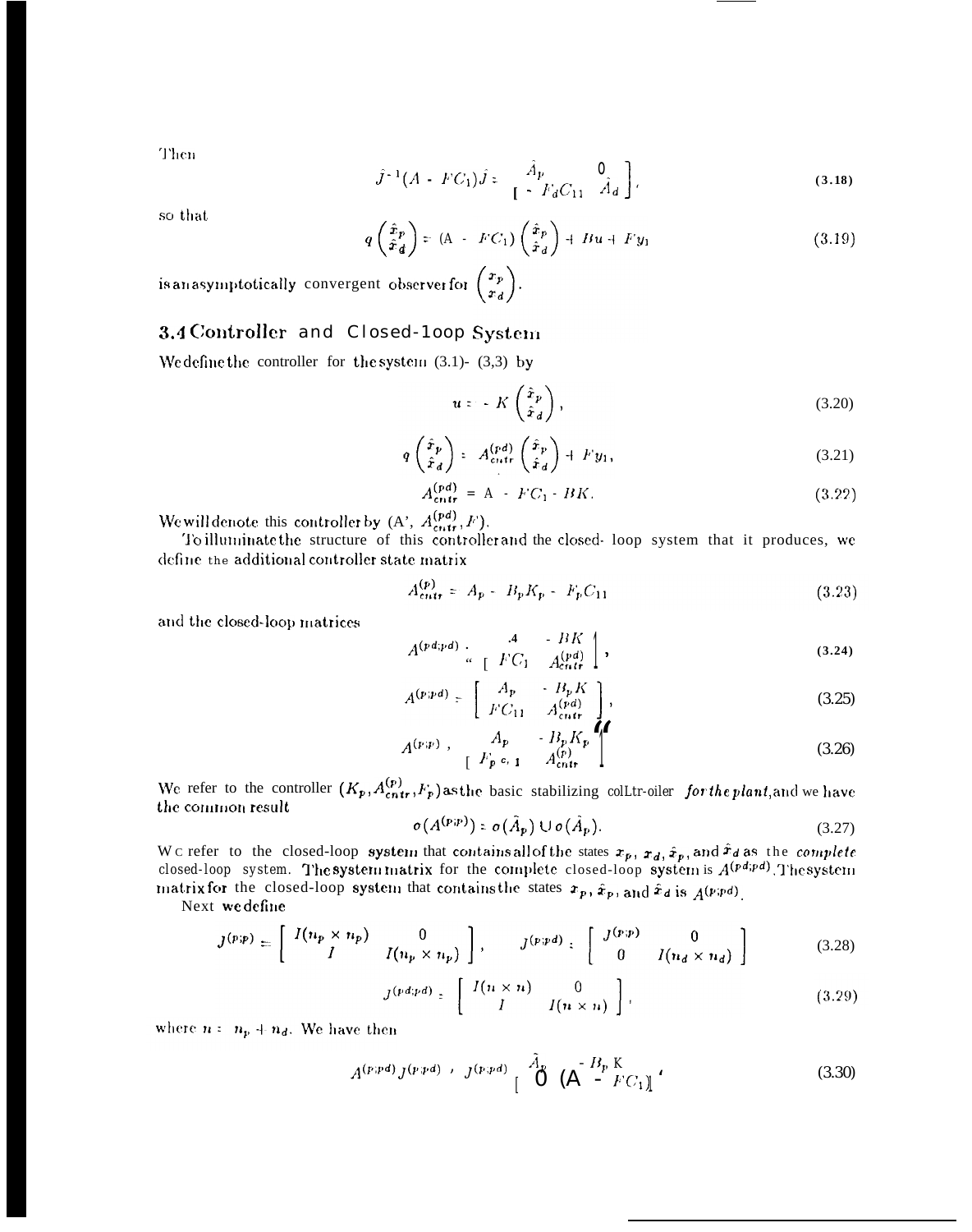Then

$$\hat{J}^{-1}(A - FC_1)\hat{J} = \begin{bmatrix} \hat{A}_p & 0 \\ -F_dC_{11} & \hat{A}_d \end{bmatrix}, \tag{3.18}$$

so that

$$q\begin{pmatrix} \hat{x}_p \\ \hat{x}_d \end{pmatrix} = (A - FC_1)\begin{pmatrix} \hat{x}_p \\ \hat{x}_d \end{pmatrix} + Bu + Fy_1 \tag{3.19}$$

is an asymptotically convergent observer for $\begin{pmatrix} x_p \\ x_d \end{pmatrix}$.

## 3.4 Controller and Closed-loop System

We define the controller for the system (3.1)- (3,3) by

$$u = -K\begin{pmatrix} \hat{x}_p \\ \hat{x}_d \end{pmatrix}, \tag{3.20}$$

$$q\begin{pmatrix} \hat{x}_p \\ \hat{x}_d \end{pmatrix} = A_{cntr}^{(pd)}\begin{pmatrix} \hat{x}_p \\ \hat{x}_d \end{pmatrix} + Fy_1, \tag{3.21}$$

$$A_{cntr}^{(pd)} = A - FC_1 - BK. \tag{3.22}$$

We will denote this controller by $(K, A_{cntr}^{(pd)}, F)$.

To illuminate the structure of this controller and the closed- loop system that it produces, we define the additional controller state matrix

$$A_{cntr}^{(p)} = A_p - B_pK_p - F_pC_{11} \tag{3.23}$$

and the closed-loop matrices

$$A^{(pd;pd)} = \begin{bmatrix} A & -BK \\ FC_1 & A_{cntr}^{(pd)} \end{bmatrix}, \tag{3.24}$$

$$A^{(p;pd)} = \begin{bmatrix} A_p & -B_pK \\ FC_{11} & A_{cntr}^{(pd)} \end{bmatrix}, \tag{3.25}$$

$$A^{(p;p)} = \begin{bmatrix} A_p & -B_pK_p \\ F_pC_{11} & A_{cntr}^{(p)} \end{bmatrix} \tag{3.26}$$

We refer to the controller $(K_p, A_{cntr}^{(p)}, F_p)$ as the basic stabilizing controller *for the plant*, and we have the common result

$$\sigma(A^{(p;p)}) = \sigma(\hat{A}_p) \cup \sigma(\hat{A}_p). \tag{3.27}$$

We refer to the closed-loop system that contains all of the states $x_p$, $x_d$, $\hat{x}_p$, and $\hat{x}_d$ as the *complete* closed-loop system. The system matrix for the complete closed-loop system is $A^{(pd;pd)}$. The system matrix for the closed-loop system that contains the states $x_p$, $\hat{x}_p$, and $\hat{x}_d$ is $A^{(p;pd)}$.

Next we define

$$J^{(p;p)} = \begin{bmatrix} I(n_p \times n_p) & 0 \\ I & I(n_p \times n_p) \end{bmatrix}, \qquad J^{(p;pd)} = \begin{bmatrix} J^{(p;p)} & 0 \\ 0 & I(n_d \times n_d) \end{bmatrix} \tag{3.28}$$

$$J^{(pd;pd)} = \begin{bmatrix} I(n \times n) & 0 \\ I & I(n \times n) \end{bmatrix}, \tag{3.29}$$

where $n = n_p + n_d$. We have then

$$A^{(p;pd)}J^{(p;pd)} = J^{(p;pd)}\begin{bmatrix} \tilde{A}_p & -B_pK \\ 0 & (A - FC_1) \end{bmatrix}, \tag{3.30}$$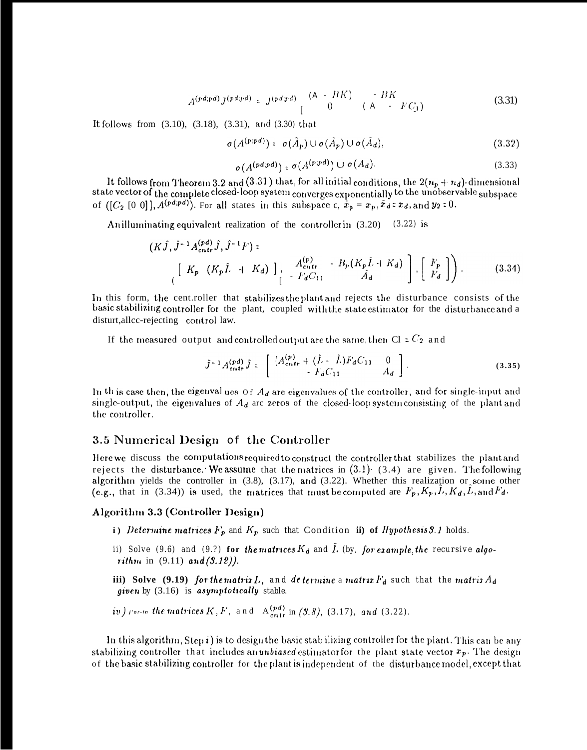$$A^{(pd;pd)} J^{(pd;pd)} = J^{(pd;pd)} \begin{bmatrix} (A - BK) & -BK \\ 0 & (A - FC_1) \end{bmatrix} \tag{3.31}$$

It follows from (3.10), (3.18), (3.31), and (3.30) that

$$\sigma(A^{(p;pd)}) = \sigma(\hat{A}_p) \cup \sigma(\hat{A}_p) \cup \sigma(\hat{A}_d), \tag{3.32}$$

$$\sigma(A^{(pd;pd)}) = \sigma(A^{(p;pd)}) \cup \sigma(A_d). \tag{3.33}$$

It follows from Theorem 3.2 and (3.31) that, for all initial conditions, the $2(n_p + n_d)$-dimensional state vector of the complete closed-loop system converges exponentially to the unobservable subspace of $([C_2\ [0\ 0]], A^{(pd;pd)})$. For all states in this subspace c, $\hat{x}_p = x_p, \hat{x}_d = x_d$, and $y_2 = 0$.

An illuminating equivalent realization of the controller in (3.20) (3.22) is

$$(K\hat{J}, \hat{J}^{-1}A^{(pd)}_{cntr}\hat{J}, \hat{J}^{-1}F) = \left( \begin{bmatrix} K_p & (K_p\hat{L} + K_d) \end{bmatrix}, \begin{bmatrix} A^{(p)}_{cntr} & -B_p(K_p\hat{L} + K_d) \\ -F_dC_{11} & \hat{A}_d \end{bmatrix}, \begin{bmatrix} F_p \\ F_d \end{bmatrix} \right). \tag{3.34}$$

In this form, the controller that stabilizes the plant and rejects the disturbance consists of the basic stabilizing controller for the plant, coupled with the state estimator for the disturbance and a disturbance-rejecting control law.

If the measured output and controlled output are the same, then $C_1 = C_2$ and

$$\hat{J}^{-1}A^{(pd)}_{cntr}\hat{J} = \begin{bmatrix} [A^{(p)}_{cntr} + (L - \hat{L})F_dC_{11} & 0 \\ -F_dC_{11} & A_d \end{bmatrix}. \tag{3.35}$$

In this case then, the eigenvalues of $A_d$ are eigenvalues of the controller, and for single-input and single-output, the eigenvalues of $A_d$ are zeros of the closed-loop system consisting of the plant and the controller.

## 3.5 Numerical Design of the Controller

Here we discuss the computations required to construct the controller that stabilizes the plant and rejects the disturbance. We assume that the matrices in (3.1)- (3.4) are given. The following algorithm yields the controller in (3.8), (3.17), and (3.22). Whether this realization or some other (e.g., that in (3.34)) is used, the matrices that must be computed are $F_p, K_p, \hat{L}, K_d, L$, and $F_d$.

### Algorithm 3.3 (Controller Design)

i) *Determine matrices* $F_p$ and $K_p$ such that Condition **ii)** of *Hypothesis 3.1* holds.

ii) Solve (3.6) and (3.7) for *the matrices* $K_d$ and $\hat{L}$ (by, *for example, the* recursive *algorithm* in (3.11) *and (3.12)).*

iii) **Solve (3.19)** *for the matrix* $L$, and *determine* a *matrix* $F_d$ such that the *matrix* $A_d$ *given* by (3.16) is *asymptotically* stable.

iv) *Form the matrices* $K, F$, and $A^{(pd)}_{cntr}$ in *(3.8),* (3.17), *and* (3.22).

In this algorithm, Step *i*) is to design the basic stabilizing controller for the plant. This can be any stabilizing controller that includes an *unbiased* estimator for the plant state vector $x_p$. The design of the basic stabilizing controller for the plant is independent of the disturbance model, except that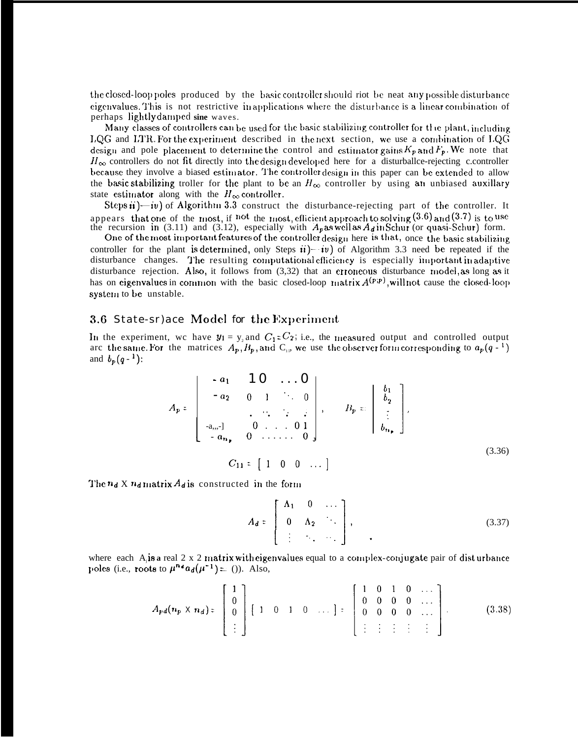the closed-loop poles produced by the basic controller should not be near any possible disturbance eigenvalues. This is not restrictive in applications where the disturbance is a linear combination of perhaps lightly damped sine waves.

Many classes of controllers can be used for the basic stabilizing controller for the plant, including LQG and LTR. For the experiment described in the next section, we use a combination of LQG design and pole placement to determine the control and estimator gains $K_p$ and $F_p$. We note that $H_\infty$ controllers do not fit directly into the design developed here for a disturbance-rejecting controller because they involve a biased estimator. The controller design in this paper can be extended to allow the basic stabilizing troller for the plant to be an $H_\infty$ controller by using an unbiased auxillary state estimator along with the $H_\infty$ controller.

Steps $ii)$—$iv)$ of Algorithm 3.3 construct the disturbance-rejecting part of the controller. It appears that one of the most, if not the most, efficient approach to solving (3.6) and (3.7) is to use the recursion in (3.11) and (3.12), especially with $A_p$ as well as $A_d$ in Schur (or quasi-Schur) form.

One of the most important features of the controller design here is that, once the basic stabilizing controller for the plant is determined, only Steps $ii)$—$iv)$ of Algorithm 3.3 need be repeated if the disturbance changes. The resulting computational efficiency is especially important in adaptive disturbance rejection. Also, it follows from (3,32) that an erroneous disturbance model, as long as it has no eigenvalues in common with the basic closed-loop matrix $A^{(p;p)}$, will not cause the closed-loop system to be unstable.

### 3.6 State-space Model for the Experiment

In the experiment, we have $y_1 = y_2$ and $C_1 = C_2$; i.e., the measured output and controlled output are the same. For the matrices $A_p, B_p$, and $C_{1p}$ we use the observer form corresponding to $a_p(q^{-1})$ and $b_p(q^{-1})$:

$$
A_p = \begin{bmatrix} -a_1 & 1 & 0 & \dots & 0 \\ -a_2 & 0 & 1 & \ddots & 0 \\ \vdots & \vdots & \ddots & \ddots & \vdots \\ -a_{n_p-1} & 0 & \dots & 0 & 1 \\ -a_{n_p} & 0 & \dots & \dots & 0 \end{bmatrix}, \qquad B_p = \begin{bmatrix} b_1 \\ b_2 \\ \vdots \\ b_{n_p} \end{bmatrix},
$$

$$
C_{1p} = \begin{bmatrix} 1 & 0 & 0 & \dots \end{bmatrix} \tag{3.36}
$$

The $n_d \times n_d$ matrix $A_d$ is constructed in the form

$$
A_d = \begin{bmatrix} \Lambda_1 & 0 & \dots \\ 0 & \Lambda_2 & \ddots \\ \vdots & \ddots & \ddots \end{bmatrix}, \tag{3.37}
$$

where each $\Lambda_i$ is a real 2 x 2 matrix with eigenvalues equal to a complex-conjugate pair of disturbance poles (i.e., roots to $\mu^{n_d} a_d(\mu^{-1}) = 0$). Also,

$$
A_{pd}(n_p \times n_d) = \begin{bmatrix} 1 \\ 0 \\ 0 \\ \vdots \end{bmatrix} \begin{bmatrix} 1 & 0 & 1 & 0 & \dots \end{bmatrix} = \begin{bmatrix} 1 & 0 & 1 & 0 & \dots \\ 0 & 0 & 0 & 0 & \dots \\ 0 & 0 & 0 & 0 & \dots \\ \vdots & \vdots & \vdots & \vdots & \vdots \end{bmatrix}. \tag{3.38}
$$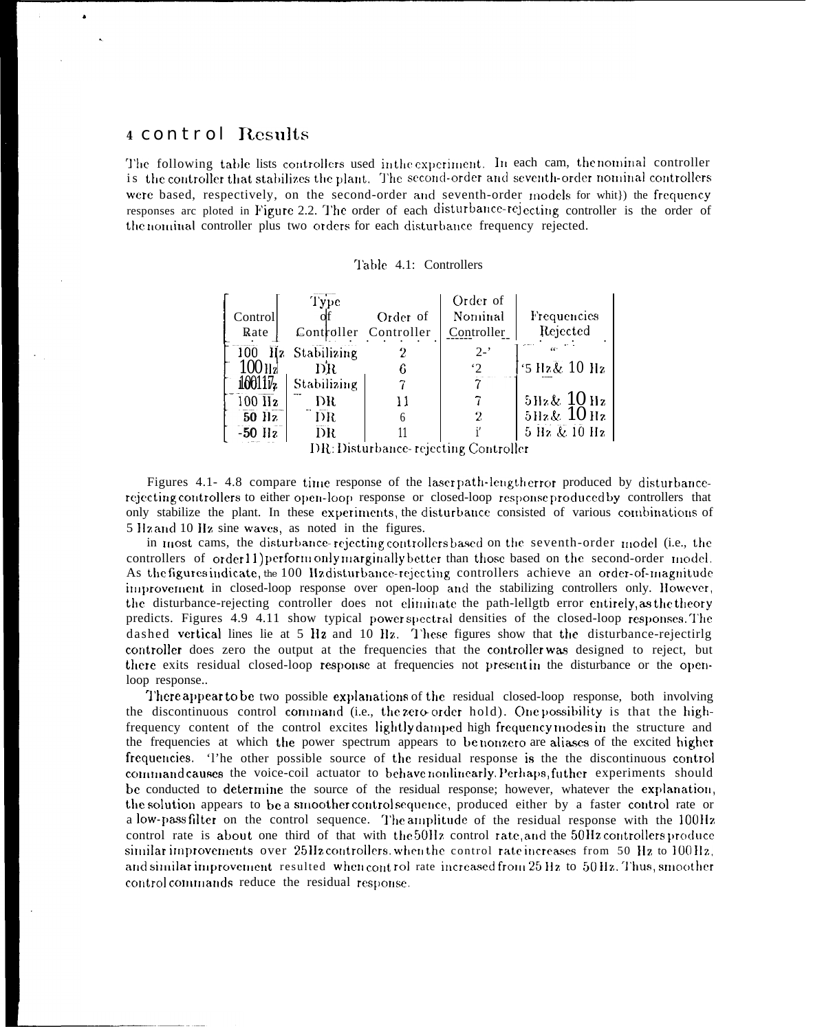# 4 Control Results

The following table lists controllers used in the experiment. In each cam, the nominal controller is the controller that stabilizes the plant. The second-order and seventh-order nominal controllers were based, respectively, on the second-order and seventh-order models for whit}) the frequency responses arc ploted in Figure 2.2. The order of each disturbance-rejecting controller is the order of the nominal controller plus two orders for each disturbance frequency rejected.

Table 4.1: Controllers

| Control Rate | Type of Controller | Order of Controller | Order of Nominal Controller | Frequencies Rejected |
|---|---|---|---|---|
| 100 Hz | Stabilizing | 2 | 2 | |
| 100 Hz | DR | 6 | 2 | 5 Hz & 10 Hz |
| 100 Hz | Stabilizing | 7 | 7 | |
| 100 Hz | DR | 11 | 7 | 5 Hz & 10 Hz |
| 50 Hz | DR | 6 | 2 | 5 Hz & 10 Hz |
| 50 Hz | DR | 11 | 7 | 5 Hz & 10 Hz |

DR: Disturbance-rejecting Controller

Figures 4.1- 4.8 compare time response of the laser path-length error produced by disturbance-rejecting controllers to either open-loop response or closed-loop response produced by controllers that only stabilize the plant. In these experiments, the disturbance consisted of various combinations of 5 Hz and 10 Hz sine waves, as noted in the figures.

in most cams, the disturbance-rejecting controllers based on the seventh-order model (i.e., the controllers of order 11) perform only marginally better than those based on the second-order model. As the figures indicate, the 100 Hz disturbance-rejecting controllers achieve an order-of-magnitude improvement in closed-loop response over open-loop and the stabilizing controllers only. However, the disturbance-rejecting controller does not eliminate the path-length error entirely, as the theory predicts. Figures 4.9 4.11 show typical power spectral densities of the closed-loop responses. The dashed vertical lines lie at 5 Hz and 10 Hz. These figures show that the disturbance-rejecting controller does zero the output at the frequencies that the controller was designed to reject, but there exits residual closed-loop response at frequencies not present in the disturbance or the open-loop response..

There appear to be two possible explanations of the residual closed-loop response, both involving the discontinuous control command (i.e., the zero-order hold). One possibility is that the high-frequency content of the control excites lightly damped high frequency modes in the structure and the frequencies at which the power spectrum appears to be nonzero are aliases of the excited higher frequencies. The other possible source of the residual response is the the discontinuous control command causes the voice-coil actuator to behave nonlinearly. Perhaps, futher experiments should be conducted to determine the source of the residual response; however, whatever the explanation, the solution appears to be a smoother control sequence, produced either by a faster control rate or a low-pass filter on the control sequence. The amplitude of the residual response with the 100 Hz control rate is about one third of that with the 50 Hz control rate, and the 50 Hz controllers produce similar improvements over 25 Hz controllers. when the control rate increases from 50 Hz to 100 Hz, and similar improvement resulted when control rate increased from 25 Hz to 50 Hz. Thus, smoother control commands reduce the residual response.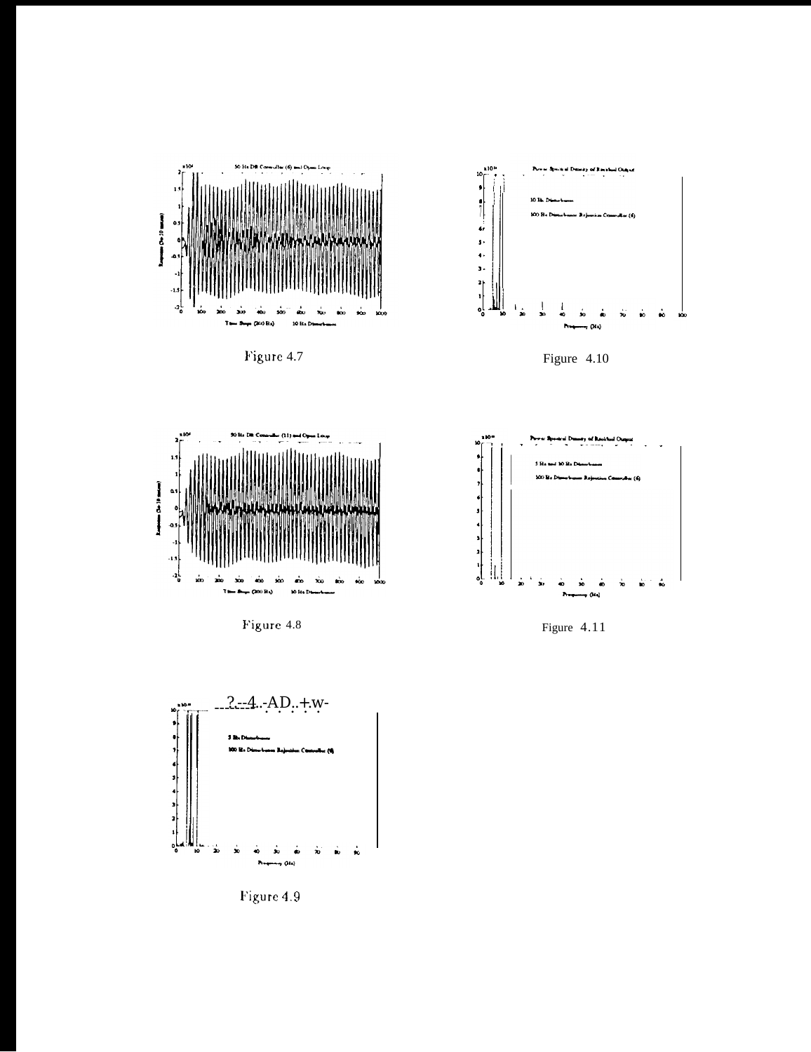x10⁴

50 Hz DR Controller (6) and Open Loop

Response (2e-10 meters)

Time Steps (200 Hz) 10 Hz Disturbance

Figure 4.7

x10⁻¹¹

Power Spectral Density of Residual Output

10 Hz Disturbance

100 Hz Disturbance Rejection Controller (6)

Frequency (Hz)

Figure 4.10

x10⁴

50 Hz DR Controller (11) and Open Loop

Response (2e-10 meters)

Time Steps (200 Hz) 10 Hz Disturbance

Figure 4.8

x10⁻¹¹

Power Spectral Density of Residual Output

5 Hz and 10 Hz Disturbance

100 Hz Disturbance Rejection Controller (6)

Frequency (Hz)

Figure 4.11

x10⁻¹¹

5 Hz Disturbance

100 Hz Disturbance Rejection Controller (6)

Frequency (Hz)

Figure 4.9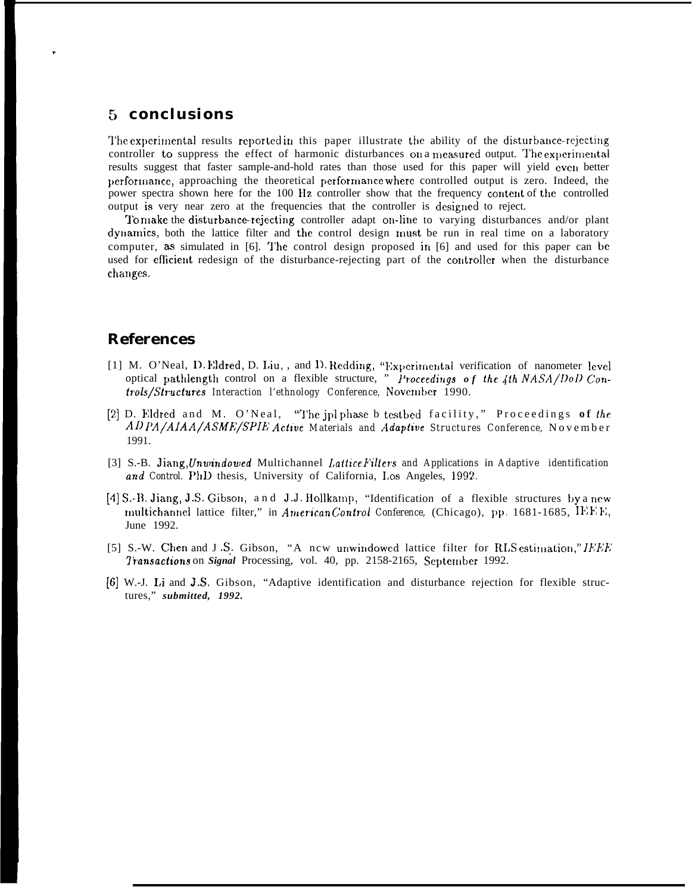## 5 conclusions

The experimental results reported in this paper illustrate the ability of the disturbance-rejecting controller to suppress the effect of harmonic disturbances on a measured output. The experimental results suggest that faster sample-and-hold rates than those used for this paper will yield even better performance, approaching the theoretical performance where controlled output is zero. Indeed, the power spectra shown here for the 100 Hz controller show that the frequency content of the controlled output is very near zero at the frequencies that the controller is designed to reject.

To make the disturbance-rejecting controller adapt on-line to varying disturbances and/or plant dynamics, both the lattice filter and the control design must be run in real time on a laboratory computer, as simulated in [6]. The control design proposed in [6] and used for this paper can be used for efficient redesign of the disturbance-rejecting part of the controller when the disturbance changes.

## References

[1] M. O'Neal, D. Eldred, D. Liu, , and D. Redding, "Experimental verification of nanometer level optical pathlength control on a flexible structure, " *Proceedings of the 4th NASA/DoD Controls/Structures Interaction Technology Conference*, November 1990.

[2] D. Eldred and M. O'Neal, "The jpl phase b testbed facility," Proceedings *of the ADPA/AIAA/ASME/SPIE Active* Materials and *Adaptive* Structures Conference, November 1991.

[3] S.-B. Jiang, *Unwindowed* Multichannel *Lattice Filters* and Applications in Adaptive identification *and* Control. PhD thesis, University of California, Los Angeles, 1992.

[4] S.-B. Jiang, J.S. Gibson, and J.J. Hollkamp, "Identification of a flexible structures by a new multichannel lattice filter," in *American Control* Conference, (Chicago), pp. 1681-1685, IEEE, June 1992.

[5] S.-W. Chen and J.S. Gibson, "A new unwindowed lattice filter for RLS estimation," *IEEE Transactions* on *Signal* Processing, vol. 40, pp. 2158-2165, September 1992.

[6] W.-J. Li and J.S. Gibson, "Adaptive identification and disturbance rejection for flexible structures," ***submitted, 1992.***